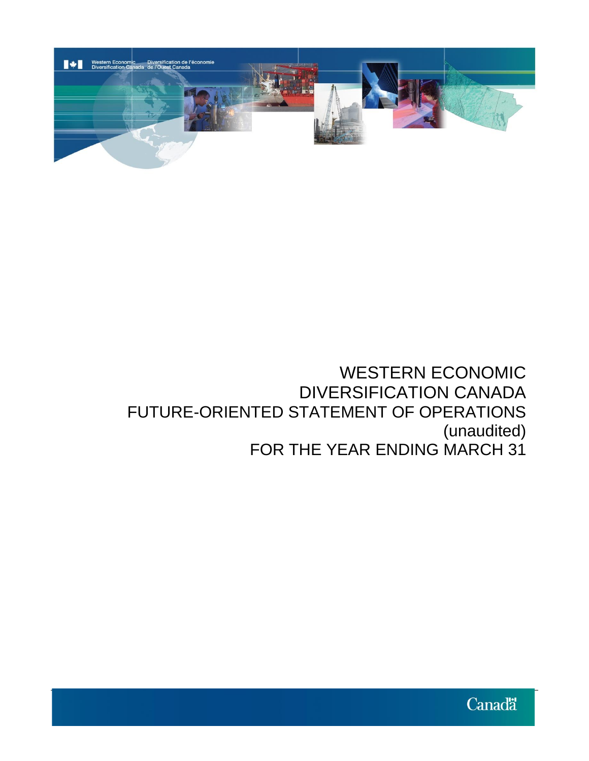Western Economic Diversification Canada | Diversification de l'économie de l'Ouest Canada

# WESTERN ECONOMIC DIVERSIFICATION CANADA FUTURE-ORIENTED STATEMENT OF OPERATIONS (unaudited) FOR THE YEAR ENDING MARCH 31

Canada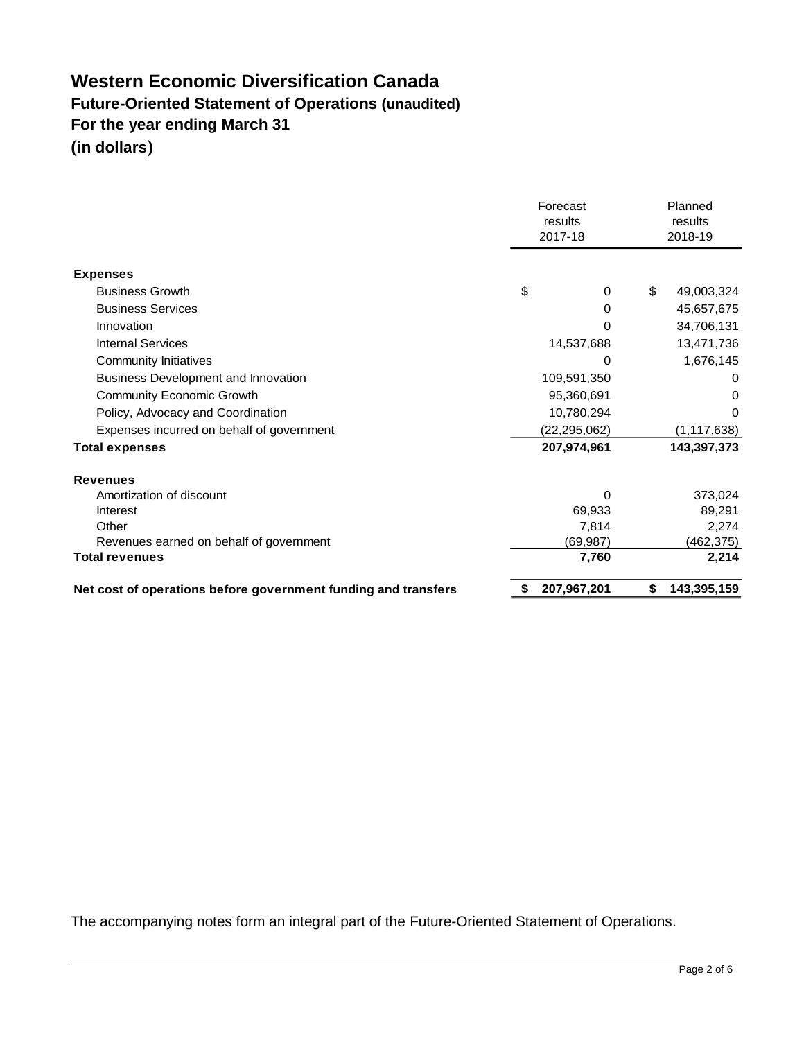# Western Economic Diversification Canada

## Future-Oriented Statement of Operations (unaudited)

## For the year ending March 31

## (in dollars)

| | Forecast results 2017-18 | Planned results 2018-19 |
|---|---|---|
| **Expenses** | | |
| Business Growth | $ 0 | $ 49,003,324 |
| Business Services | 0 | 45,657,675 |
| Innovation | 0 | 34,706,131 |
| Internal Services | 14,537,688 | 13,471,736 |
| Community Initiatives | 0 | 1,676,145 |
| Business Development and Innovation | 109,591,350 | 0 |
| Community Economic Growth | 95,360,691 | 0 |
| Policy, Advocacy and Coordination | 10,780,294 | 0 |
| Expenses incurred on behalf of government | (22,295,062) | (1,117,638) |
| **Total expenses** | **207,974,961** | **143,397,373** |
| **Revenues** | | |
| Amortization of discount | 0 | 373,024 |
| Interest | 69,933 | 89,291 |
| Other | 7,814 | 2,274 |
| Revenues earned on behalf of government | (69,987) | (462,375) |
| **Total revenues** | **7,760** | **2,214** |
| **Net cost of operations before government funding and transfers** | **$ 207,967,201** | **$ 143,395,159** |

The accompanying notes form an integral part of the Future-Oriented Statement of Operations.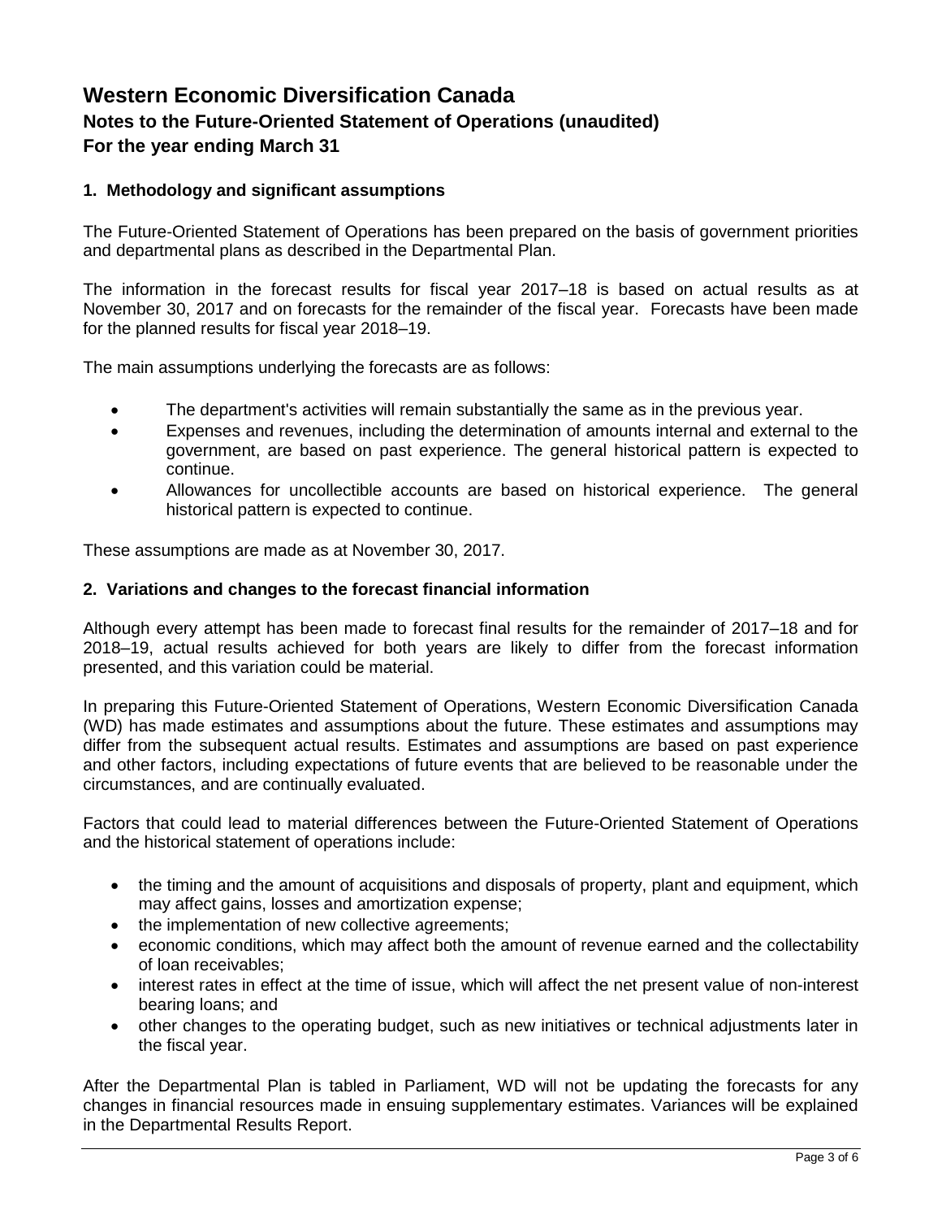# Western Economic Diversification Canada

## Notes to the Future-Oriented Statement of Operations (unaudited)

## For the year ending March 31

### 1. Methodology and significant assumptions

The Future-Oriented Statement of Operations has been prepared on the basis of government priorities and departmental plans as described in the Departmental Plan.

The information in the forecast results for fiscal year 2017–18 is based on actual results as at November 30, 2017 and on forecasts for the remainder of the fiscal year. Forecasts have been made for the planned results for fiscal year 2018–19.

The main assumptions underlying the forecasts are as follows:

- The department's activities will remain substantially the same as in the previous year.
- Expenses and revenues, including the determination of amounts internal and external to the government, are based on past experience. The general historical pattern is expected to continue.
- Allowances for uncollectible accounts are based on historical experience. The general historical pattern is expected to continue.

These assumptions are made as at November 30, 2017.

### 2. Variations and changes to the forecast financial information

Although every attempt has been made to forecast final results for the remainder of 2017–18 and for 2018–19, actual results achieved for both years are likely to differ from the forecast information presented, and this variation could be material.

In preparing this Future-Oriented Statement of Operations, Western Economic Diversification Canada (WD) has made estimates and assumptions about the future. These estimates and assumptions may differ from the subsequent actual results. Estimates and assumptions are based on past experience and other factors, including expectations of future events that are believed to be reasonable under the circumstances, and are continually evaluated.

Factors that could lead to material differences between the Future-Oriented Statement of Operations and the historical statement of operations include:

- the timing and the amount of acquisitions and disposals of property, plant and equipment, which may affect gains, losses and amortization expense;
- the implementation of new collective agreements;
- economic conditions, which may affect both the amount of revenue earned and the collectability of loan receivables;
- interest rates in effect at the time of issue, which will affect the net present value of non-interest bearing loans; and
- other changes to the operating budget, such as new initiatives or technical adjustments later in the fiscal year.

After the Departmental Plan is tabled in Parliament, WD will not be updating the forecasts for any changes in financial resources made in ensuing supplementary estimates. Variances will be explained in the Departmental Results Report.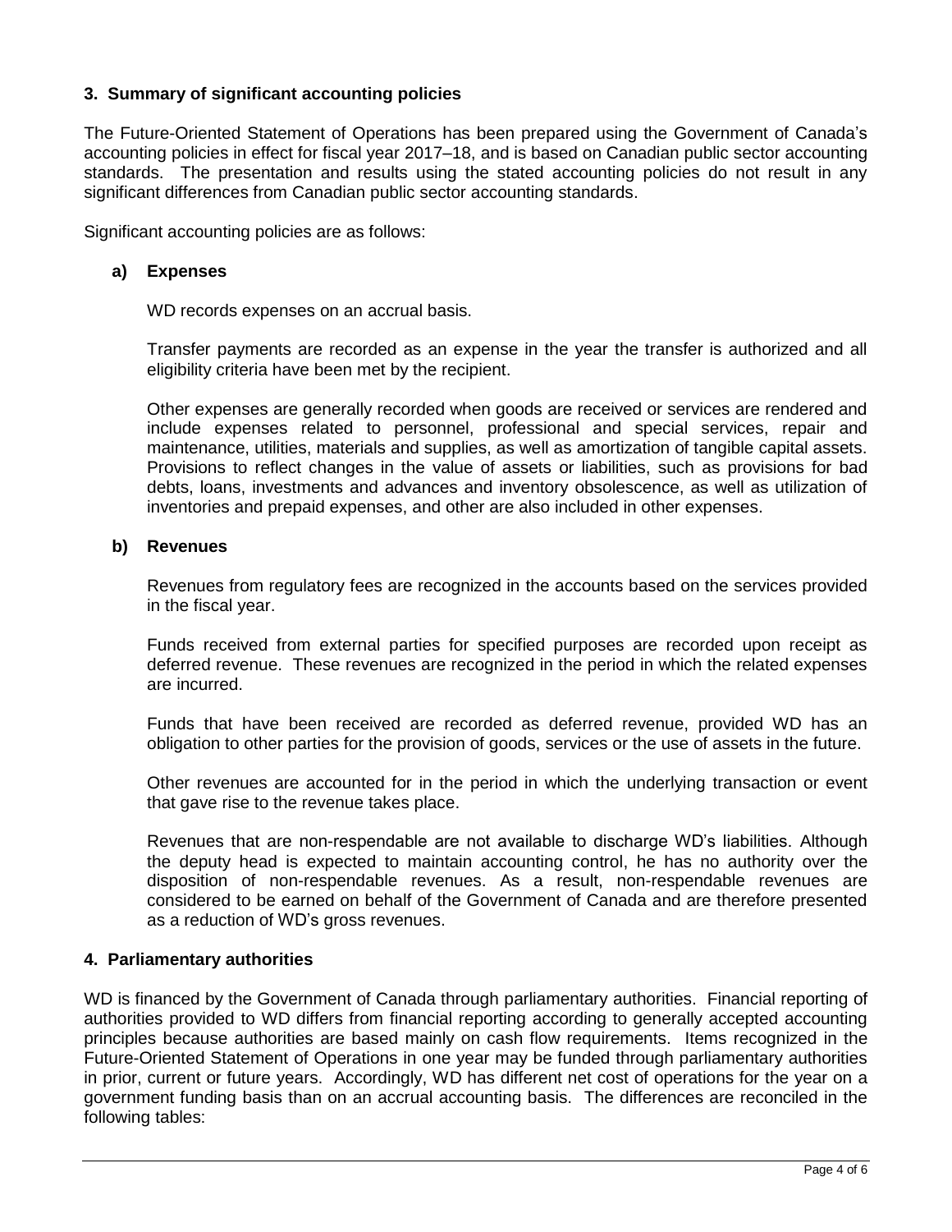## 3. Summary of significant accounting policies

The Future-Oriented Statement of Operations has been prepared using the Government of Canada's accounting policies in effect for fiscal year 2017–18, and is based on Canadian public sector accounting standards. The presentation and results using the stated accounting policies do not result in any significant differences from Canadian public sector accounting standards.

Significant accounting policies are as follows:

### a) Expenses

WD records expenses on an accrual basis.

Transfer payments are recorded as an expense in the year the transfer is authorized and all eligibility criteria have been met by the recipient.

Other expenses are generally recorded when goods are received or services are rendered and include expenses related to personnel, professional and special services, repair and maintenance, utilities, materials and supplies, as well as amortization of tangible capital assets. Provisions to reflect changes in the value of assets or liabilities, such as provisions for bad debts, loans, investments and advances and inventory obsolescence, as well as utilization of inventories and prepaid expenses, and other are also included in other expenses.

### b) Revenues

Revenues from regulatory fees are recognized in the accounts based on the services provided in the fiscal year.

Funds received from external parties for specified purposes are recorded upon receipt as deferred revenue. These revenues are recognized in the period in which the related expenses are incurred.

Funds that have been received are recorded as deferred revenue, provided WD has an obligation to other parties for the provision of goods, services or the use of assets in the future.

Other revenues are accounted for in the period in which the underlying transaction or event that gave rise to the revenue takes place.

Revenues that are non-respendable are not available to discharge WD's liabilities. Although the deputy head is expected to maintain accounting control, he has no authority over the disposition of non-respendable revenues. As a result, non-respendable revenues are considered to be earned on behalf of the Government of Canada and are therefore presented as a reduction of WD's gross revenues.

## 4. Parliamentary authorities

WD is financed by the Government of Canada through parliamentary authorities. Financial reporting of authorities provided to WD differs from financial reporting according to generally accepted accounting principles because authorities are based mainly on cash flow requirements. Items recognized in the Future-Oriented Statement of Operations in one year may be funded through parliamentary authorities in prior, current or future years. Accordingly, WD has different net cost of operations for the year on a government funding basis than on an accrual accounting basis. The differences are reconciled in the following tables: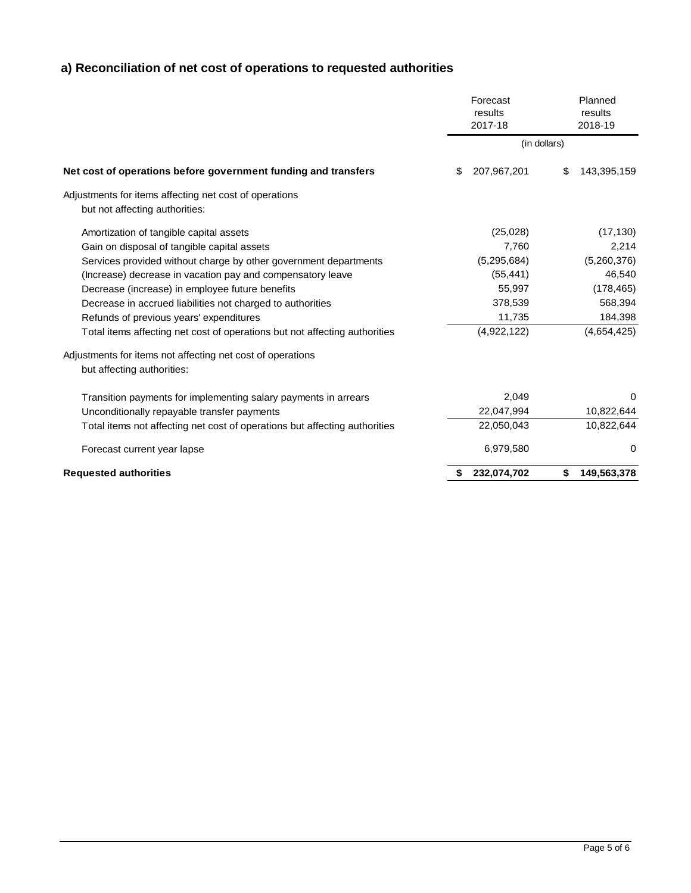## a) Reconciliation of net cost of operations to requested authorities

| | Forecast results 2017-18 | Planned results 2018-19 |
|---|---|---|
| | (in dollars) | |
| **Net cost of operations before government funding and transfers** | $ 207,967,201 | $ 143,395,159 |
| Adjustments for items affecting net cost of operations but not affecting authorities: | | |
| Amortization of tangible capital assets | (25,028) | (17,130) |
| Gain on disposal of tangible capital assets | 7,760 | 2,214 |
| Services provided without charge by other government departments | (5,295,684) | (5,260,376) |
| (Increase) decrease in vacation pay and compensatory leave | (55,441) | 46,540 |
| Decrease (increase) in employee future benefits | 55,997 | (178,465) |
| Decrease in accrued liabilities not charged to authorities | 378,539 | 568,394 |
| Refunds of previous years' expenditures | 11,735 | 184,398 |
| Total items affecting net cost of operations but not affecting authorities | (4,922,122) | (4,654,425) |
| Adjustments for items not affecting net cost of operations but affecting authorities: | | |
| Transition payments for implementing salary payments in arrears | 2,049 | 0 |
| Unconditionally repayable transfer payments | 22,047,994 | 10,822,644 |
| Total items not affecting net cost of operations but affecting authorities | 22,050,043 | 10,822,644 |
| Forecast current year lapse | 6,979,580 | 0 |
| **Requested authorities** | **$ 232,074,702** | **$ 149,563,378** |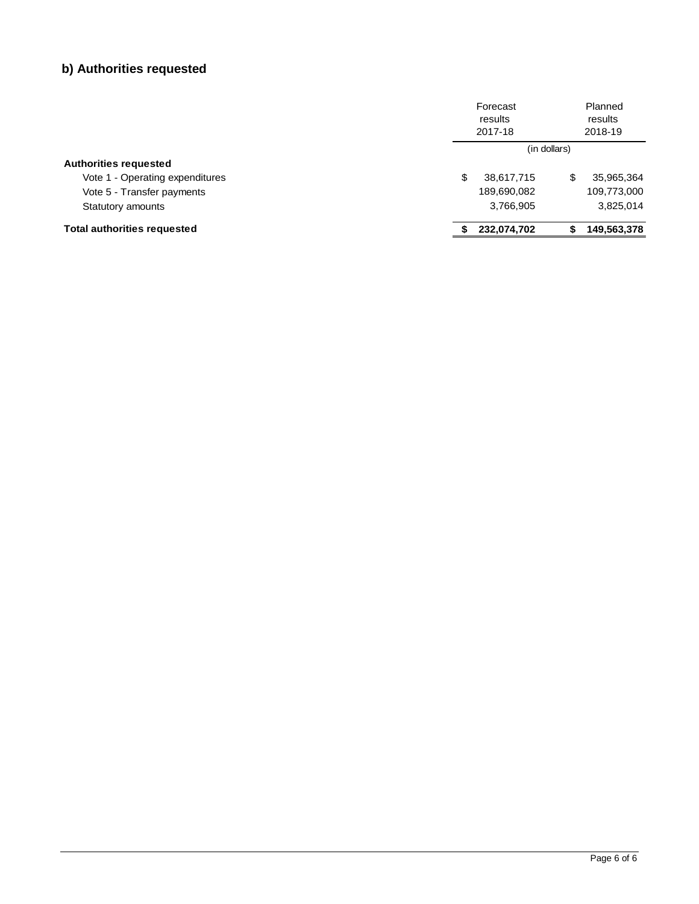## b) Authorities requested

| | Forecast results 2017-18 | Planned results 2018-19 |
|---|---|---|
| | (in dollars) | |
| **Authorities requested** | | |
| Vote 1 - Operating expenditures | $ 38,617,715 | $ 35,965,364 |
| Vote 5 - Transfer payments | 189,690,082 | 109,773,000 |
| Statutory amounts | 3,766,905 | 3,825,014 |
| **Total authorities requested** | **$ 232,074,702** | **$ 149,563,378** |